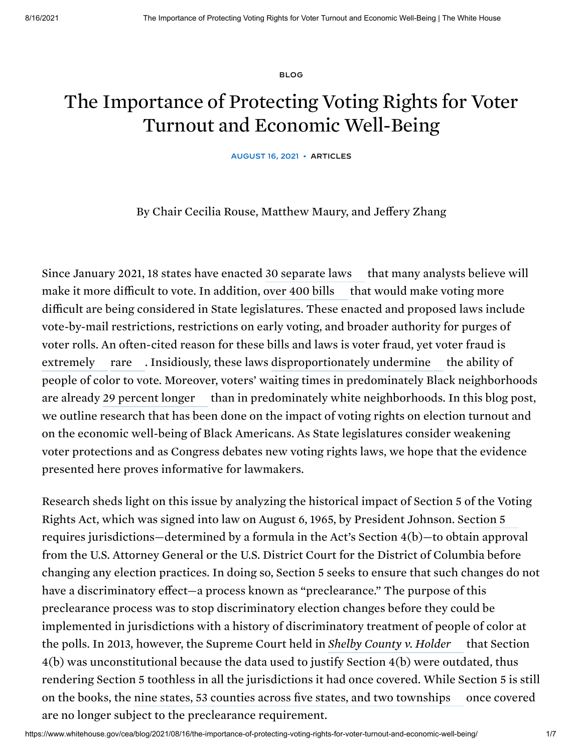BLOG

# The Importance of Protecting Voting Rights for Voter Turnout and Economic Well-Being

AUGUST 16, 2021 • ARTICLES

By Chair Cecilia Rouse, Matthew Maury, and Jeffery Zhang

Since January 2021, 18 states have enacted 30 separate laws that many analysts believe will make it more difficult to vote. In addition, over 400 bills that would make voting more difficult are being considered in State legislatures. These enacted and proposed laws include vote-by-mail restrictions, restrictions on early voting, and broader authority for purges of voter rolls. An often-cited reason for these bills and laws is voter fraud, yet voter fraud is extremely rare. Insidiously, these laws disproportionately undermine the ability of people of color to vote. Moreover, voters' waiting times in predominately Black neighborhoods are already 29 percent longer than in predominately white neighborhoods. In this blog post, we outline research that has been done on the impact of voting rights on election turnout and on the economic well-being of Black Americans. As State legislatures consider weakening voter protections and as Congress debates new voting rights laws, we hope that the evidence presented here proves informative for lawmakers.

Research sheds light on this issue by analyzing the historical impact of Section 5 of the Voting Rights Act, which was signed into law on August 6, 1965, by President Johnson. Section 5 requires jurisdictions—determined by a formula in the Act's Section 4(b)—to obtain approval from the U.S. Attorney General or the U.S. District Court for the District of Columbia before changing any election practices. In doing so, Section 5 seeks to ensure that such changes do not have a discriminatory effect—a process known as "preclearance." The purpose of this preclearance process was to stop discriminatory election changes before they could be implemented in jurisdictions with a history of discriminatory treatment of people of color at the polls. In 2013, however, the Supreme Court held in *Shelby County v. Holder* that Section 4(b) was unconstitutional because the data used to justify Section 4(b) were outdated, thus rendering Section 5 toothless in all the jurisdictions it had once covered. While Section 5 is still on the books, the nine states, 53 counties across five states, and two townships once covered are no longer subject to the preclearance requirement.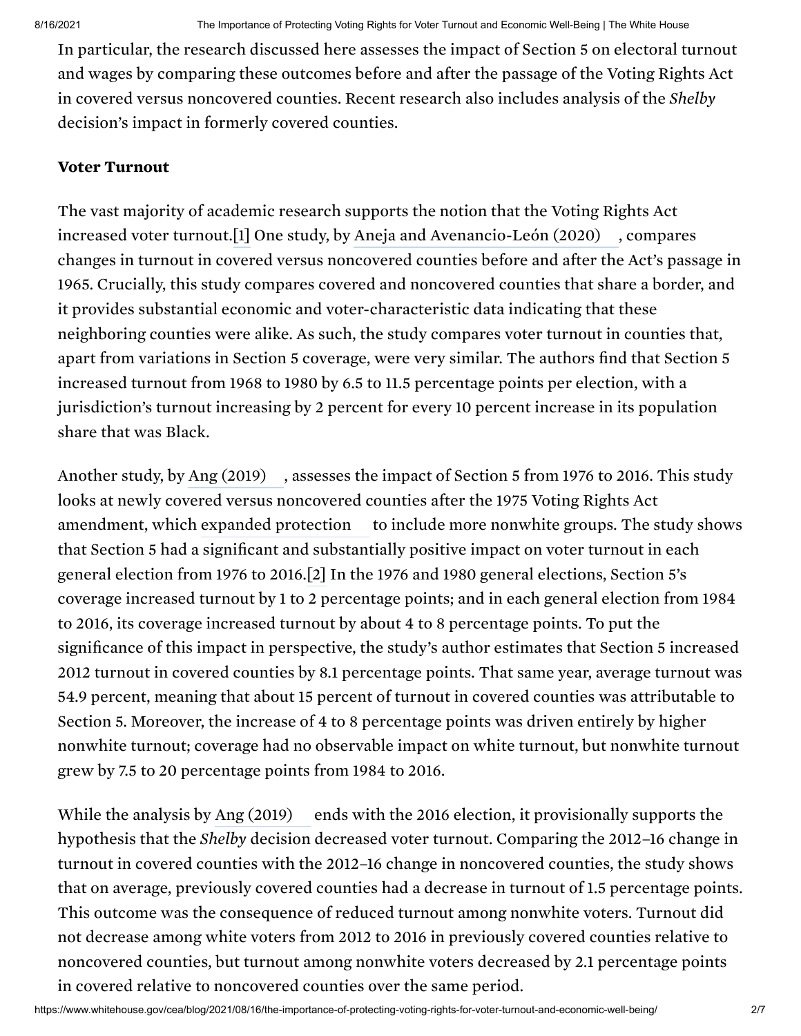In particular, the research discussed here assesses the impact of Section 5 on electoral turnout and wages by comparing these outcomes before and after the passage of the Voting Rights Act in covered versus noncovered counties. Recent research also includes analysis of the *Shelby* decision's impact in formerly covered counties.

**Voter Turnout**

The vast majority of academic research supports the notion that the Voting Rights Act increased voter turnout.[1] One study, by Aneja and Avenancio-León (2020), compares changes in turnout in covered versus noncovered counties before and after the Act's passage in 1965. Crucially, this study compares covered and noncovered counties that share a border, and it provides substantial economic and voter-characteristic data indicating that these neighboring counties were alike. As such, the study compares voter turnout in counties that, apart from variations in Section 5 coverage, were very similar. The authors find that Section 5 increased turnout from 1968 to 1980 by 6.5 to 11.5 percentage points per election, with a jurisdiction's turnout increasing by 2 percent for every 10 percent increase in its population share that was Black.

Another study, by Ang (2019), assesses the impact of Section 5 from 1976 to 2016. This study looks at newly covered versus noncovered counties after the 1975 Voting Rights Act amendment, which expanded protection to include more nonwhite groups. The study shows that Section 5 had a significant and substantially positive impact on voter turnout in each general election from 1976 to 2016.[2] In the 1976 and 1980 general elections, Section 5's coverage increased turnout by 1 to 2 percentage points; and in each general election from 1984 to 2016, its coverage increased turnout by about 4 to 8 percentage points. To put the significance of this impact in perspective, the study's author estimates that Section 5 increased 2012 turnout in covered counties by 8.1 percentage points. That same year, average turnout was 54.9 percent, meaning that about 15 percent of turnout in covered counties was attributable to Section 5. Moreover, the increase of 4 to 8 percentage points was driven entirely by higher nonwhite turnout; coverage had no observable impact on white turnout, but nonwhite turnout grew by 7.5 to 20 percentage points from 1984 to 2016.

While the analysis by Ang (2019) ends with the 2016 election, it provisionally supports the hypothesis that the *Shelby* decision decreased voter turnout. Comparing the 2012–16 change in turnout in covered counties with the 2012–16 change in noncovered counties, the study shows that on average, previously covered counties had a decrease in turnout of 1.5 percentage points. This outcome was the consequence of reduced turnout among nonwhite voters. Turnout did not decrease among white voters from 2012 to 2016 in previously covered counties relative to noncovered counties, but turnout among nonwhite voters decreased by 2.1 percentage points in covered relative to noncovered counties over the same period.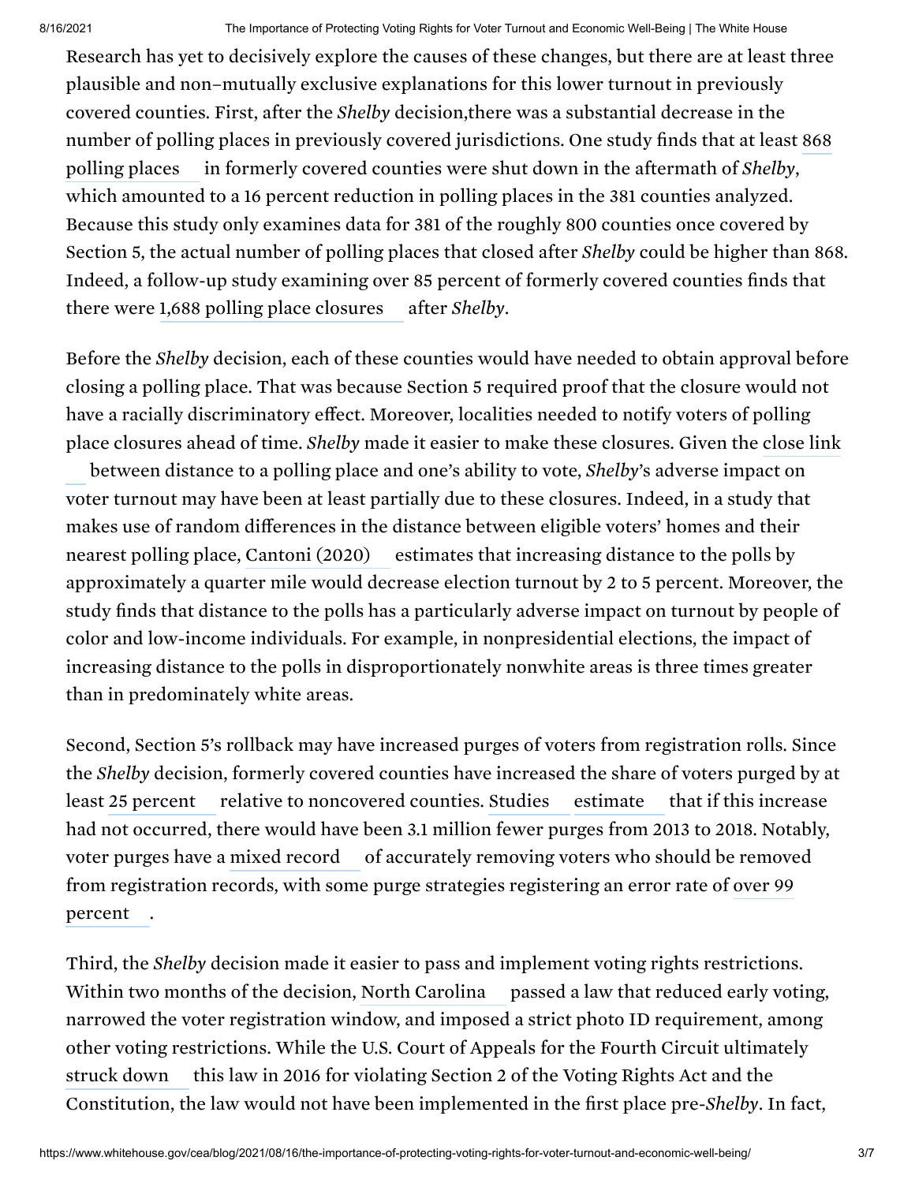Research has yet to decisively explore the causes of these changes, but there are at least three plausible and non–mutually exclusive explanations for this lower turnout in previously covered counties. First, after the *Shelby* decision,there was a substantial decrease in the number of polling places in previously covered jurisdictions. One study finds that at least 868 polling places in formerly covered counties were shut down in the aftermath of *Shelby*, which amounted to a 16 percent reduction in polling places in the 381 counties analyzed. Because this study only examines data for 381 of the roughly 800 counties once covered by Section 5, the actual number of polling places that closed after *Shelby* could be higher than 868. Indeed, a follow-up study examining over 85 percent of formerly covered counties finds that there were 1,688 polling place closures after *Shelby*.

Before the *Shelby* decision, each of these counties would have needed to obtain approval before closing a polling place. That was because Section 5 required proof that the closure would not have a racially discriminatory effect. Moreover, localities needed to notify voters of polling place closures ahead of time. *Shelby* made it easier to make these closures. Given the close link between distance to a polling place and one's ability to vote, *Shelby*'s adverse impact on voter turnout may have been at least partially due to these closures. Indeed, in a study that makes use of random differences in the distance between eligible voters' homes and their nearest polling place, Cantoni (2020) estimates that increasing distance to the polls by approximately a quarter mile would decrease election turnout by 2 to 5 percent. Moreover, the study finds that distance to the polls has a particularly adverse impact on turnout by people of color and low-income individuals. For example, in nonpresidential elections, the impact of increasing distance to the polls in disproportionately nonwhite areas is three times greater than in predominately white areas.

Second, Section 5's rollback may have increased purges of voters from registration rolls. Since the *Shelby* decision, formerly covered counties have increased the share of voters purged by at least 25 percent relative to noncovered counties. Studies estimate that if this increase had not occurred, there would have been 3.1 million fewer purges from 2013 to 2018. Notably, voter purges have a mixed record of accurately removing voters who should be removed from registration records, with some purge strategies registering an error rate of over 99 percent.

Third, the *Shelby* decision made it easier to pass and implement voting rights restrictions. Within two months of the decision, North Carolina passed a law that reduced early voting, narrowed the voter registration window, and imposed a strict photo ID requirement, among other voting restrictions. While the U.S. Court of Appeals for the Fourth Circuit ultimately struck down this law in 2016 for violating Section 2 of the Voting Rights Act and the Constitution, the law would not have been implemented in the first place pre-*Shelby*. In fact,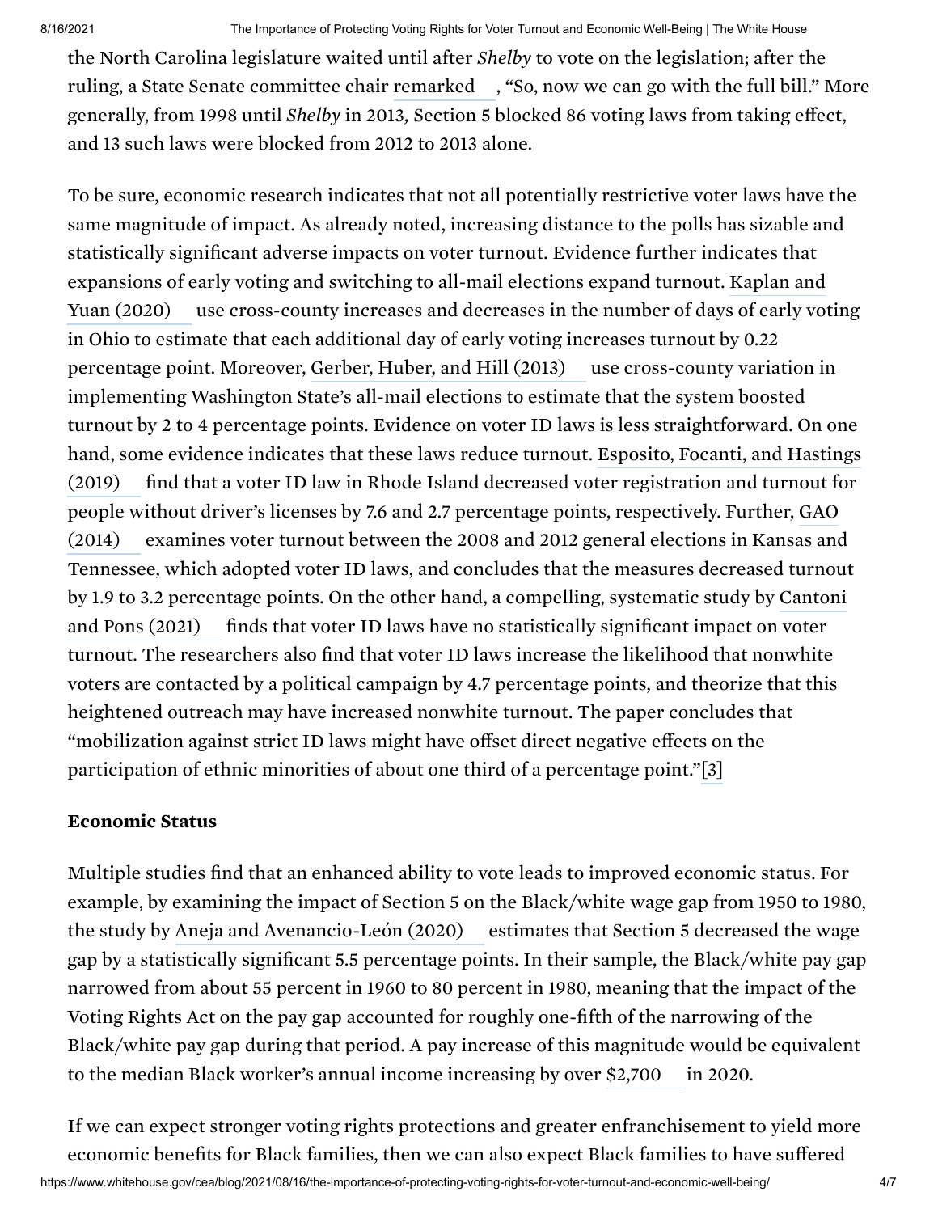the North Carolina legislature waited until after *Shelby* to vote on the legislation; after the ruling, a State Senate committee chair remarked, "So, now we can go with the full bill." More generally, from 1998 until *Shelby* in 2013, Section 5 blocked 86 voting laws from taking effect, and 13 such laws were blocked from 2012 to 2013 alone.

To be sure, economic research indicates that not all potentially restrictive voter laws have the same magnitude of impact. As already noted, increasing distance to the polls has sizable and statistically significant adverse impacts on voter turnout. Evidence further indicates that expansions of early voting and switching to all-mail elections expand turnout. Kaplan and Yuan (2020) use cross-county increases and decreases in the number of days of early voting in Ohio to estimate that each additional day of early voting increases turnout by 0.22 percentage point. Moreover, Gerber, Huber, and Hill (2013) use cross-county variation in implementing Washington State's all-mail elections to estimate that the system boosted turnout by 2 to 4 percentage points. Evidence on voter ID laws is less straightforward. On one hand, some evidence indicates that these laws reduce turnout. Esposito, Focanti, and Hastings (2019) find that a voter ID law in Rhode Island decreased voter registration and turnout for people without driver's licenses by 7.6 and 2.7 percentage points, respectively. Further, GAO (2014) examines voter turnout between the 2008 and 2012 general elections in Kansas and Tennessee, which adopted voter ID laws, and concludes that the measures decreased turnout by 1.9 to 3.2 percentage points. On the other hand, a compelling, systematic study by Cantoni and Pons (2021) finds that voter ID laws have no statistically significant impact on voter turnout. The researchers also find that voter ID laws increase the likelihood that nonwhite voters are contacted by a political campaign by 4.7 percentage points, and theorize that this heightened outreach may have increased nonwhite turnout. The paper concludes that "mobilization against strict ID laws might have offset direct negative effects on the participation of ethnic minorities of about one third of a percentage point."[3]

**Economic Status**

Multiple studies find that an enhanced ability to vote leads to improved economic status. For example, by examining the impact of Section 5 on the Black/white wage gap from 1950 to 1980, the study by Aneja and Avenancio-León (2020) estimates that Section 5 decreased the wage gap by a statistically significant 5.5 percentage points. In their sample, the Black/white pay gap narrowed from about 55 percent in 1960 to 80 percent in 1980, meaning that the impact of the Voting Rights Act on the pay gap accounted for roughly one-fifth of the narrowing of the Black/white pay gap during that period. A pay increase of this magnitude would be equivalent to the median Black worker's annual income increasing by over $2,700 in 2020.

If we can expect stronger voting rights protections and greater enfranchisement to yield more economic benefits for Black families, then we can also expect Black families to have suffered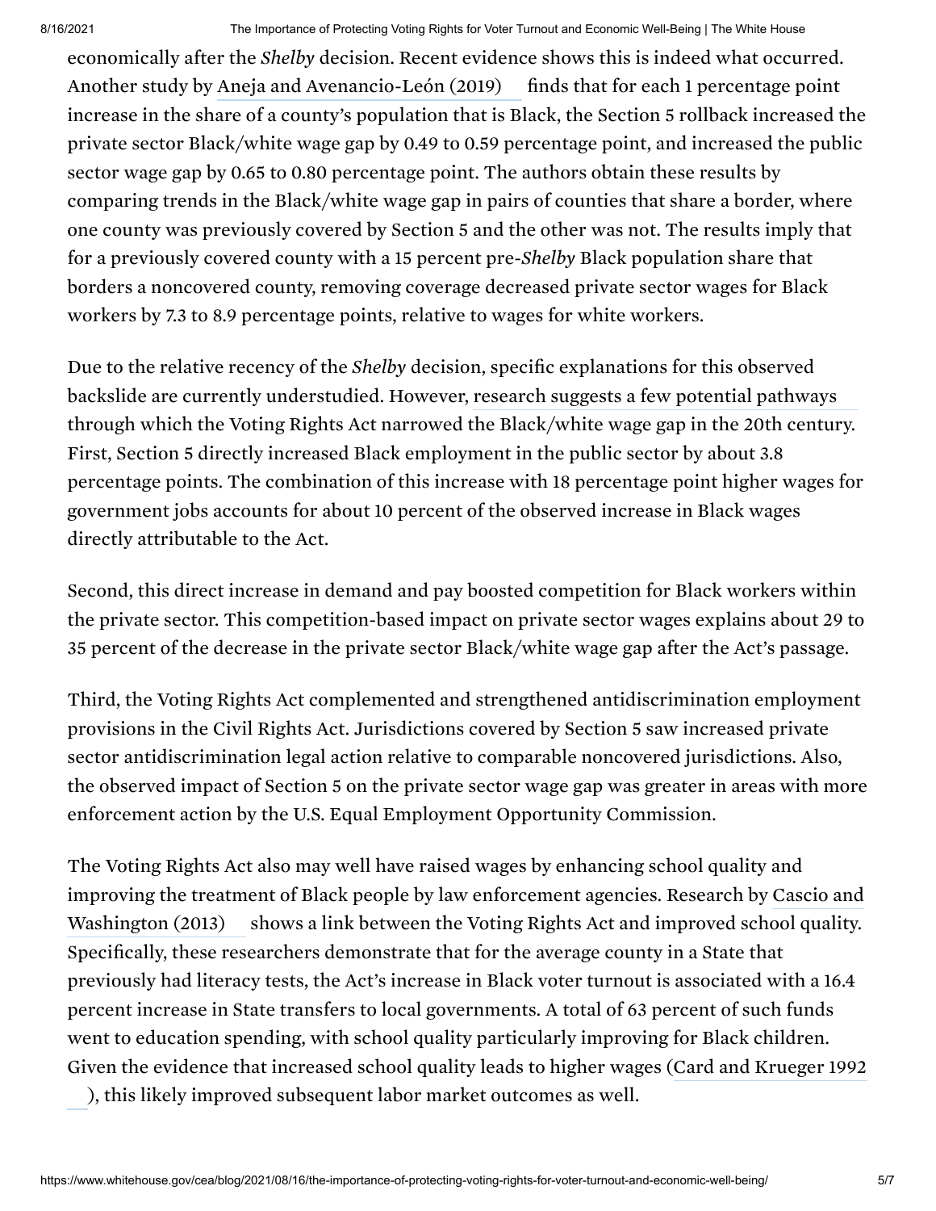economically after the *Shelby* decision. Recent evidence shows this is indeed what occurred. Another study by Aneja and Avenancio-León (2019) finds that for each 1 percentage point increase in the share of a county's population that is Black, the Section 5 rollback increased the private sector Black/white wage gap by 0.49 to 0.59 percentage point, and increased the public sector wage gap by 0.65 to 0.80 percentage point. The authors obtain these results by comparing trends in the Black/white wage gap in pairs of counties that share a border, where one county was previously covered by Section 5 and the other was not. The results imply that for a previously covered county with a 15 percent pre-*Shelby* Black population share that borders a noncovered county, removing coverage decreased private sector wages for Black workers by 7.3 to 8.9 percentage points, relative to wages for white workers.

Due to the relative recency of the *Shelby* decision, specific explanations for this observed backslide are currently understudied. However, research suggests a few potential pathways through which the Voting Rights Act narrowed the Black/white wage gap in the 20th century. First, Section 5 directly increased Black employment in the public sector by about 3.8 percentage points. The combination of this increase with 18 percentage point higher wages for government jobs accounts for about 10 percent of the observed increase in Black wages directly attributable to the Act.

Second, this direct increase in demand and pay boosted competition for Black workers within the private sector. This competition-based impact on private sector wages explains about 29 to 35 percent of the decrease in the private sector Black/white wage gap after the Act's passage.

Third, the Voting Rights Act complemented and strengthened antidiscrimination employment provisions in the Civil Rights Act. Jurisdictions covered by Section 5 saw increased private sector antidiscrimination legal action relative to comparable noncovered jurisdictions. Also, the observed impact of Section 5 on the private sector wage gap was greater in areas with more enforcement action by the U.S. Equal Employment Opportunity Commission.

The Voting Rights Act also may well have raised wages by enhancing school quality and improving the treatment of Black people by law enforcement agencies. Research by Cascio and Washington (2013) shows a link between the Voting Rights Act and improved school quality. Specifically, these researchers demonstrate that for the average county in a State that previously had literacy tests, the Act's increase in Black voter turnout is associated with a 16.4 percent increase in State transfers to local governments. A total of 63 percent of such funds went to education spending, with school quality particularly improving for Black children. Given the evidence that increased school quality leads to higher wages (Card and Krueger 1992), this likely improved subsequent labor market outcomes as well.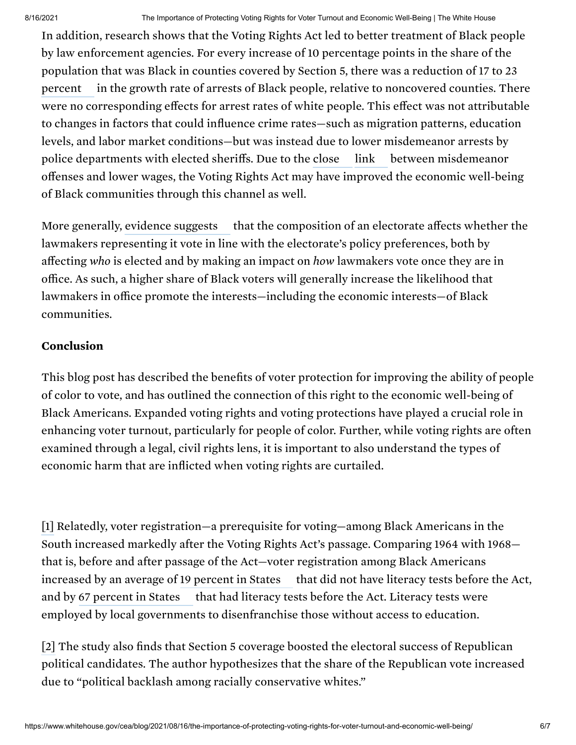In addition, research shows that the Voting Rights Act led to better treatment of Black people by law enforcement agencies. For every increase of 10 percentage points in the share of the population that was Black in counties covered by Section 5, there was a reduction of 17 to 23 percent in the growth rate of arrests of Black people, relative to noncovered counties. There were no corresponding effects for arrest rates of white people. This effect was not attributable to changes in factors that could influence crime rates—such as migration patterns, education levels, and labor market conditions—but was instead due to lower misdemeanor arrests by police departments with elected sheriffs. Due to the close link between misdemeanor offenses and lower wages, the Voting Rights Act may have improved the economic well-being of Black communities through this channel as well.

More generally, evidence suggests that the composition of an electorate affects whether the lawmakers representing it vote in line with the electorate's policy preferences, both by affecting *who* is elected and by making an impact on *how* lawmakers vote once they are in office. As such, a higher share of Black voters will generally increase the likelihood that lawmakers in office promote the interests—including the economic interests—of Black communities.

**Conclusion**

This blog post has described the benefits of voter protection for improving the ability of people of color to vote, and has outlined the connection of this right to the economic well-being of Black Americans. Expanded voting rights and voting protections have played a crucial role in enhancing voter turnout, particularly for people of color. Further, while voting rights are often examined through a legal, civil rights lens, it is important to also understand the types of economic harm that are inflicted when voting rights are curtailed.

[1] Relatedly, voter registration—a prerequisite for voting—among Black Americans in the South increased markedly after the Voting Rights Act's passage. Comparing 1964 with 1968—that is, before and after passage of the Act—voter registration among Black Americans increased by an average of 19 percent in States that did not have literacy tests before the Act, and by 67 percent in States that had literacy tests before the Act. Literacy tests were employed by local governments to disenfranchise those without access to education.

[2] The study also finds that Section 5 coverage boosted the electoral success of Republican political candidates. The author hypothesizes that the share of the Republican vote increased due to "political backlash among racially conservative whites."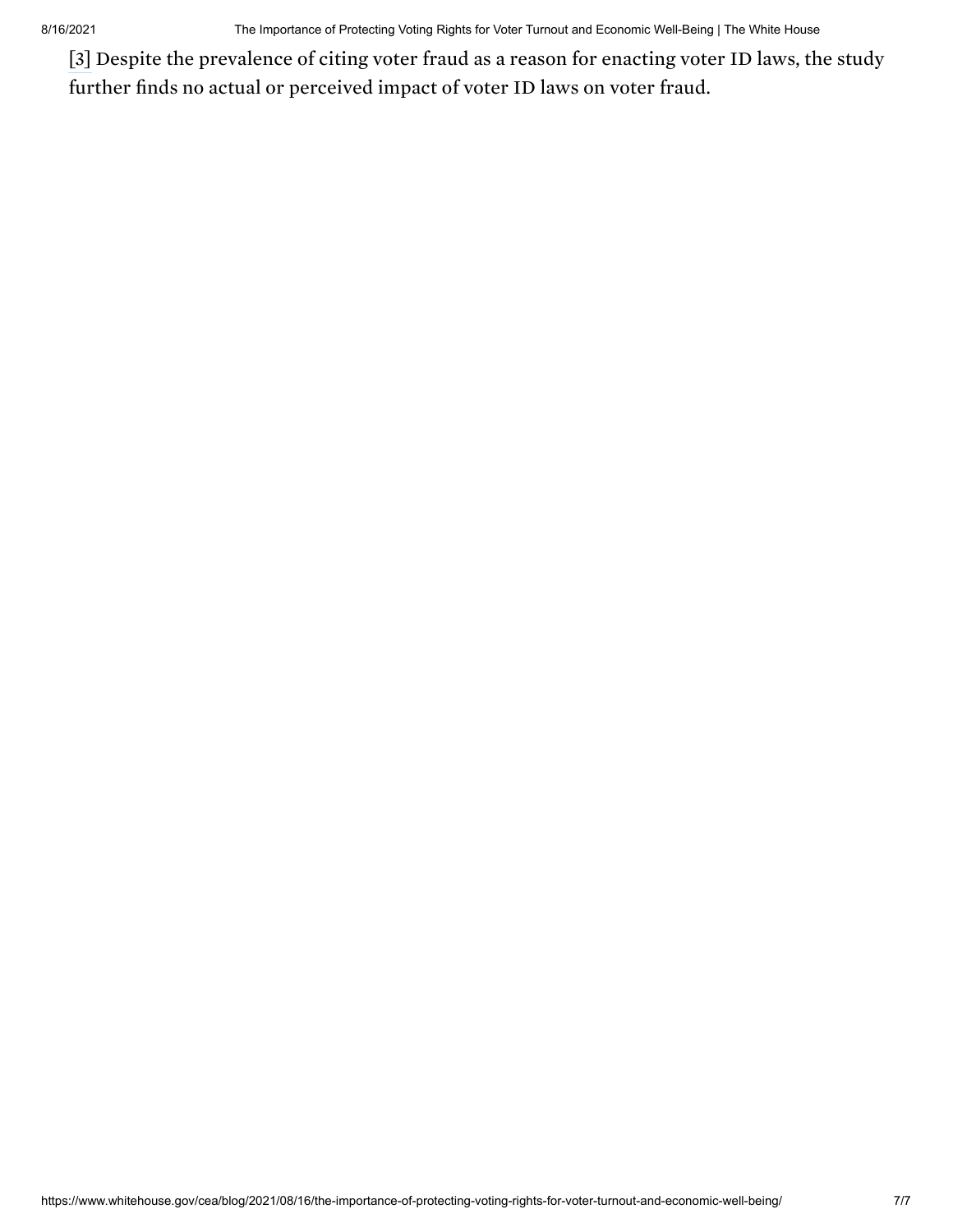[3] Despite the prevalence of citing voter fraud as a reason for enacting voter ID laws, the study further finds no actual or perceived impact of voter ID laws on voter fraud.